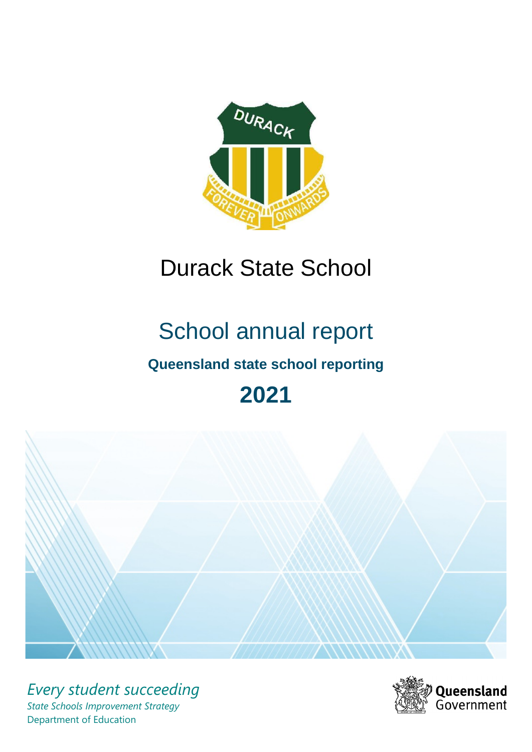# Durack State School

## School annual report

**Queensland state school reporting**

**2021**

*Every student succeeding*

*State Schools Improvement Strategy*

Department of Education

Queensland Government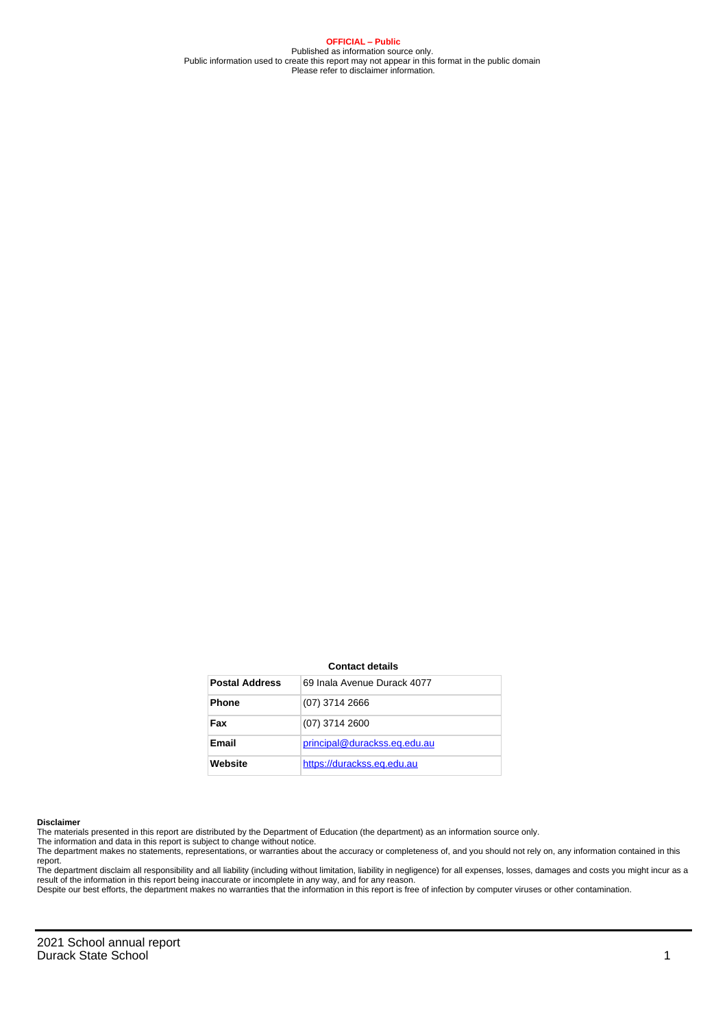**OFFICIAL – Public**
Published as information source only.
Public information used to create this report may not appear in this format in the public domain
Please refer to disclaimer information.

**Contact details**

| **Postal Address** | 69 Inala Avenue Durack 4077 |
|---|---|
| **Phone** | (07) 3714 2666 |
| **Fax** | (07) 3714 2600 |
| **Email** | principal@durackss.eq.edu.au |
| **Website** | https://durackss.eq.edu.au |

**Disclaimer**

The materials presented in this report are distributed by the Department of Education (the department) as an information source only.

The information and data in this report is subject to change without notice.

The department makes no statements, representations, or warranties about the accuracy or completeness of, and you should not rely on, any information contained in this report.

The department disclaim all responsibility and all liability (including without limitation, liability in negligence) for all expenses, losses, damages and costs you might incur as a result of the information in this report being inaccurate or incomplete in any way, and for any reason.

Despite our best efforts, the department makes no warranties that the information in this report is free of infection by computer viruses or other contamination.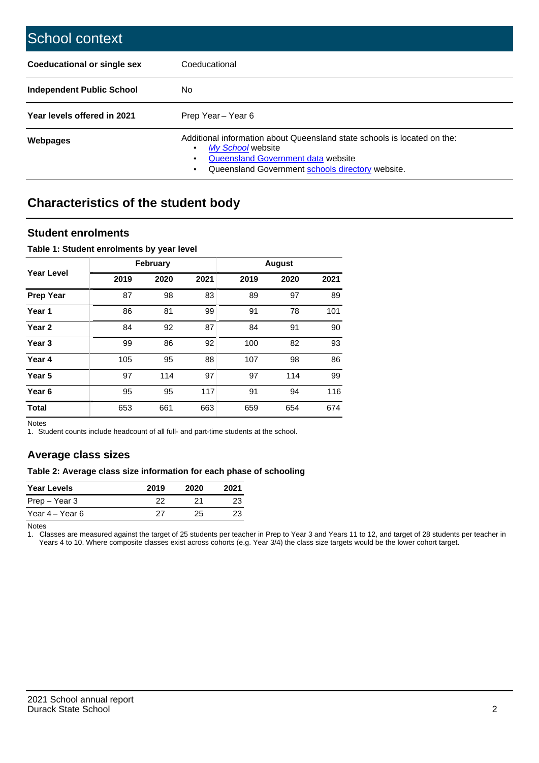## School context

| | |
|---|---|
| **Coeducational or single sex** | Coeducational |
| **Independent Public School** | No |
| **Year levels offered in 2021** | Prep Year – Year 6 |
| **Webpages** | Additional information about Queensland state schools is located on the:<br>• *My School* website<br>• Queensland Government data website<br>• Queensland Government schools directory website. |

## Characteristics of the student body

### Student enrolments

**Table 1: Student enrolments by year level**

| Year Level | February | | | August | | |
|---|---|---|---|---|---|---|
| | 2019 | 2020 | 2021 | 2019 | 2020 | 2021 |
| **Prep Year** | 87 | 98 | 83 | 89 | 97 | 89 |
| **Year 1** | 86 | 81 | 99 | 91 | 78 | 101 |
| **Year 2** | 84 | 92 | 87 | 84 | 91 | 90 |
| **Year 3** | 99 | 86 | 92 | 100 | 82 | 93 |
| **Year 4** | 105 | 95 | 88 | 107 | 98 | 86 |
| **Year 5** | 97 | 114 | 97 | 97 | 114 | 99 |
| **Year 6** | 95 | 95 | 117 | 91 | 94 | 116 |
| **Total** | 653 | 661 | 663 | 659 | 654 | 674 |

Notes

1. Student counts include headcount of all full- and part-time students at the school.

### Average class sizes

**Table 2: Average class size information for each phase of schooling**

| Year Levels | 2019 | 2020 | 2021 |
|---|---|---|---|
| Prep – Year 3 | 22 | 21 | 23 |
| Year 4 – Year 6 | 27 | 25 | 23 |

Notes

1. Classes are measured against the target of 25 students per teacher in Prep to Year 3 and Years 11 to 12, and target of 28 students per teacher in Years 4 to 10. Where composite classes exist across cohorts (e.g. Year 3/4) the class size targets would be the lower cohort target.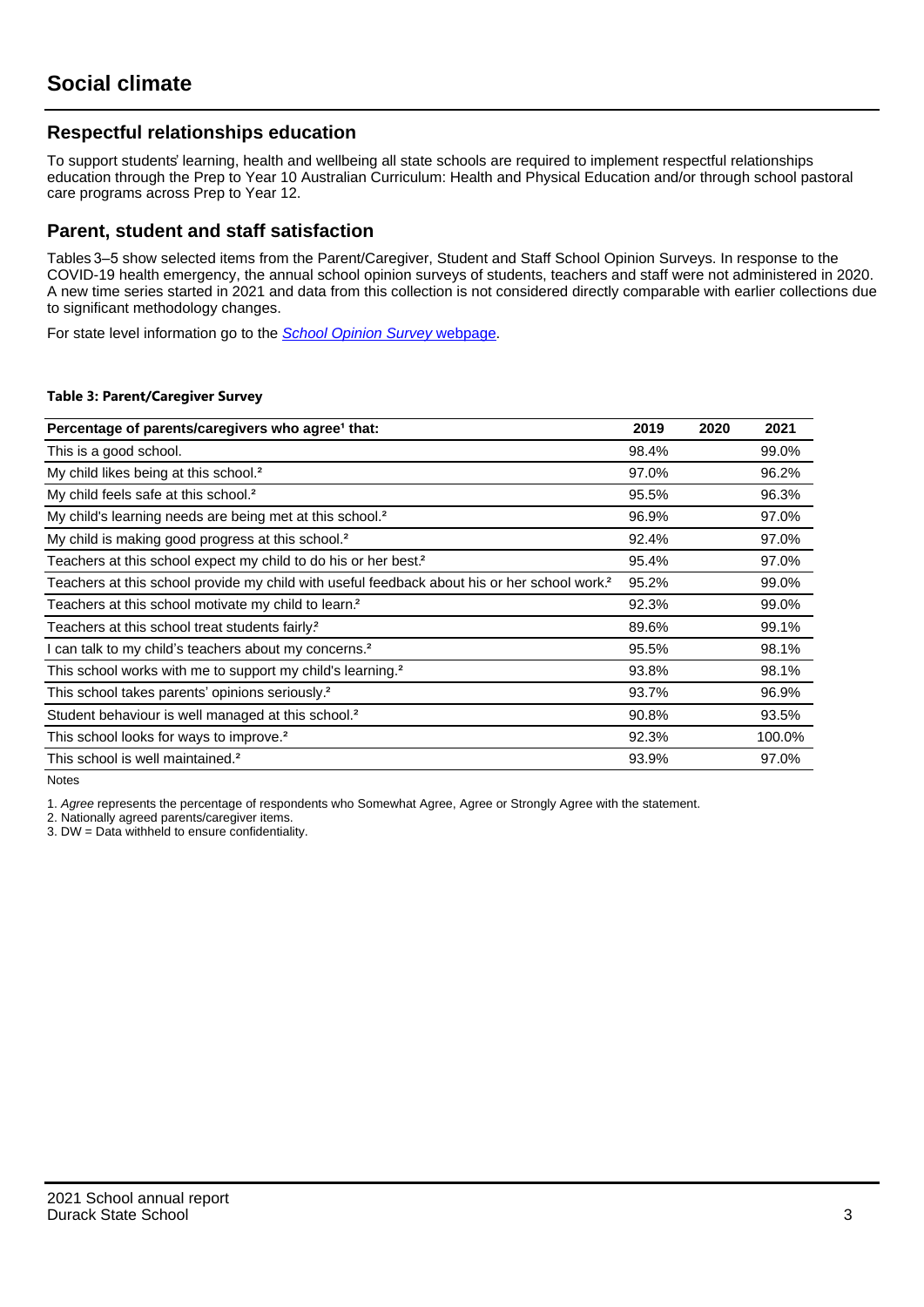# Social climate

## Respectful relationships education

To support students' learning, health and wellbeing all state schools are required to implement respectful relationships education through the Prep to Year 10 Australian Curriculum: Health and Physical Education and/or through school pastoral care programs across Prep to Year 12.

## Parent, student and staff satisfaction

Tables 3–5 show selected items from the Parent/Caregiver, Student and Staff School Opinion Surveys. In response to the COVID-19 health emergency, the annual school opinion surveys of students, teachers and staff were not administered in 2020. A new time series started in 2021 and data from this collection is not considered directly comparable with earlier collections due to significant methodology changes.

For state level information go to the *School Opinion Survey* webpage.

**Table 3: Parent/Caregiver Survey**

| Percentage of parents/caregivers who agree[1] that: | 2019 | 2020 | 2021 |
|---|---|---|---|
| This is a good school. | 98.4% | | 99.0% |
| My child likes being at this school.[2] | 97.0% | | 96.2% |
| My child feels safe at this school.[2] | 95.5% | | 96.3% |
| My child's learning needs are being met at this school.[2] | 96.9% | | 97.0% |
| My child is making good progress at this school.[2] | 92.4% | | 97.0% |
| Teachers at this school expect my child to do his or her best.[2] | 95.4% | | 97.0% |
| Teachers at this school provide my child with useful feedback about his or her school work.[2] | 95.2% | | 99.0% |
| Teachers at this school motivate my child to learn.[2] | 92.3% | | 99.0% |
| Teachers at this school treat students fairly.[2] | 89.6% | | 99.1% |
| I can talk to my child's teachers about my concerns.[2] | 95.5% | | 98.1% |
| This school works with me to support my child's learning.[2] | 93.8% | | 98.1% |
| This school takes parents' opinions seriously.[2] | 93.7% | | 96.9% |
| Student behaviour is well managed at this school.[2] | 90.8% | | 93.5% |
| This school looks for ways to improve.[2] | 92.3% | | 100.0% |
| This school is well maintained.[2] | 93.9% | | 97.0% |

Notes

1. *Agree* represents the percentage of respondents who Somewhat Agree, Agree or Strongly Agree with the statement.
2. Nationally agreed parents/caregiver items.
3. DW = Data withheld to ensure confidentiality.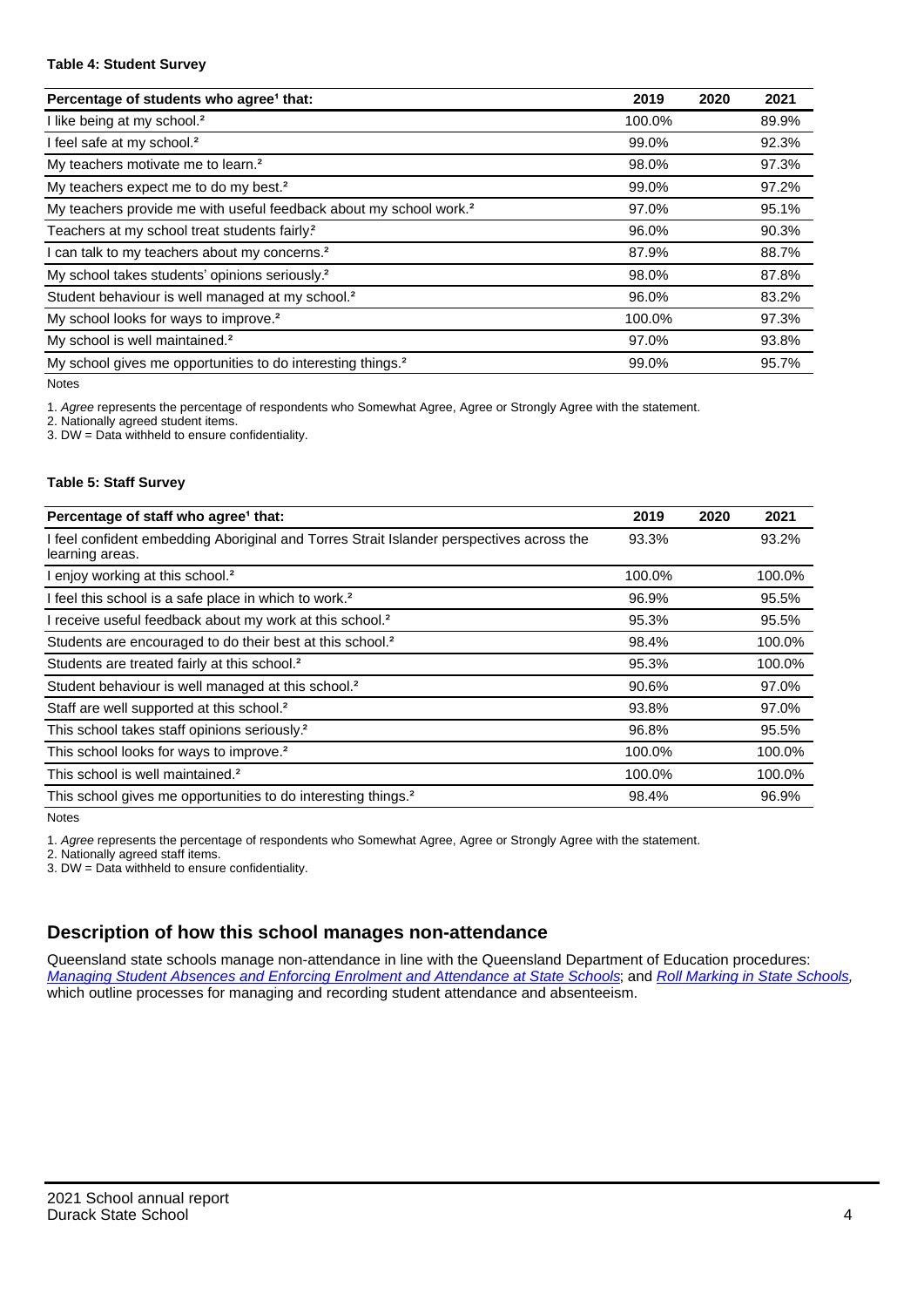**Table 4: Student Survey**

| Percentage of students who agree[1] that: | 2019 | 2020 | 2021 |
|---|---|---|---|
| I like being at my school.[2] | 100.0% | | 89.9% |
| I feel safe at my school.[2] | 99.0% | | 92.3% |
| My teachers motivate me to learn.[2] | 98.0% | | 97.3% |
| My teachers expect me to do my best.[2] | 99.0% | | 97.2% |
| My teachers provide me with useful feedback about my school work.[2] | 97.0% | | 95.1% |
| Teachers at my school treat students fairly.[2] | 96.0% | | 90.3% |
| I can talk to my teachers about my concerns.[2] | 87.9% | | 88.7% |
| My school takes students' opinions seriously.[2] | 98.0% | | 87.8% |
| Student behaviour is well managed at my school.[2] | 96.0% | | 83.2% |
| My school looks for ways to improve.[2] | 100.0% | | 97.3% |
| My school is well maintained.[2] | 97.0% | | 93.8% |
| My school gives me opportunities to do interesting things.[2] | 99.0% | | 95.7% |

Notes

1. *Agree* represents the percentage of respondents who Somewhat Agree, Agree or Strongly Agree with the statement.
2. Nationally agreed student items.
3. DW = Data withheld to ensure confidentiality.

**Table 5: Staff Survey**

| Percentage of staff who agree[1] that: | 2019 | 2020 | 2021 |
|---|---|---|---|
| I feel confident embedding Aboriginal and Torres Strait Islander perspectives across the learning areas. | 93.3% | | 93.2% |
| I enjoy working at this school.[2] | 100.0% | | 100.0% |
| I feel this school is a safe place in which to work.[2] | 96.9% | | 95.5% |
| I receive useful feedback about my work at this school.[2] | 95.3% | | 95.5% |
| Students are encouraged to do their best at this school.[2] | 98.4% | | 100.0% |
| Students are treated fairly at this school.[2] | 95.3% | | 100.0% |
| Student behaviour is well managed at this school.[2] | 90.6% | | 97.0% |
| Staff are well supported at this school.[2] | 93.8% | | 97.0% |
| This school takes staff opinions seriously.[2] | 96.8% | | 95.5% |
| This school looks for ways to improve.[2] | 100.0% | | 100.0% |
| This school is well maintained.[2] | 100.0% | | 100.0% |
| This school gives me opportunities to do interesting things.[2] | 98.4% | | 96.9% |

Notes

1. *Agree* represents the percentage of respondents who Somewhat Agree, Agree or Strongly Agree with the statement.
2. Nationally agreed staff items.
3. DW = Data withheld to ensure confidentiality.

## Description of how this school manages non-attendance

Queensland state schools manage non-attendance in line with the Queensland Department of Education procedures: *Managing Student Absences and Enforcing Enrolment and Attendance at State Schools*; and *Roll Marking in State Schools*, which outline processes for managing and recording student attendance and absenteeism.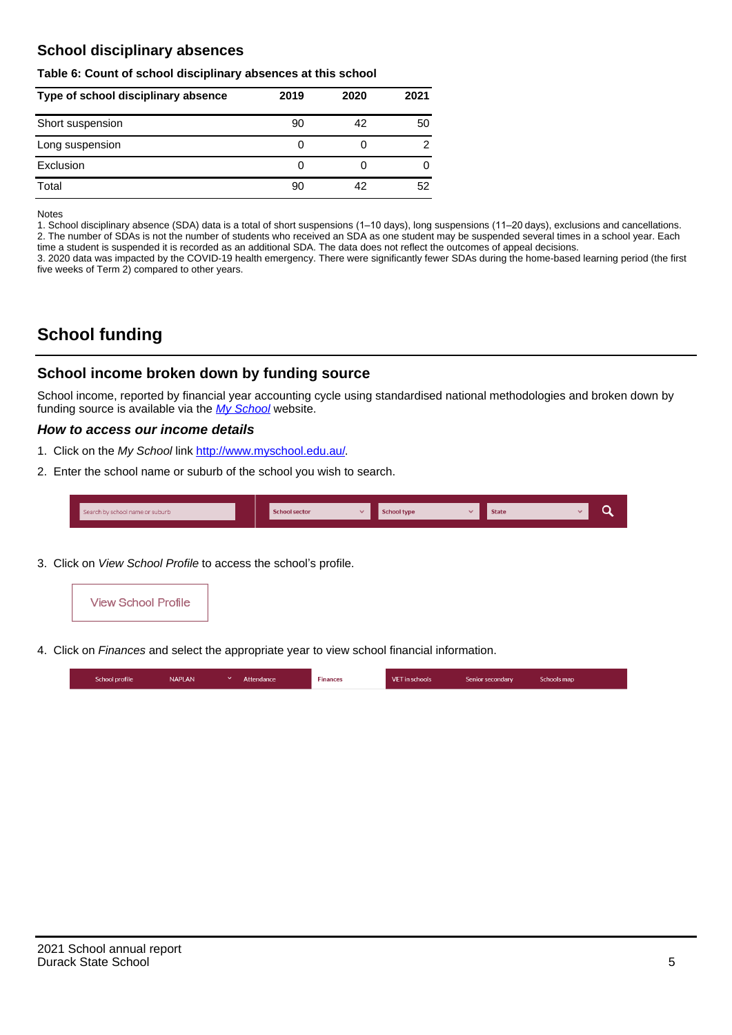## School disciplinary absences

**Table 6: Count of school disciplinary absences at this school**

| Type of school disciplinary absence | 2019 | 2020 | 2021 |
|---|---|---|---|
| Short suspension | 90 | 42 | 50 |
| Long suspension | 0 | 0 | 2 |
| Exclusion | 0 | 0 | 0 |
| Total | 90 | 42 | 52 |

Notes

1. School disciplinary absence (SDA) data is a total of short suspensions (1–10 days), long suspensions (11–20 days), exclusions and cancellations.
2. The number of SDAs is not the number of students who received an SDA as one student may be suspended several times in a school year. Each time a student is suspended it is recorded as an additional SDA. The data does not reflect the outcomes of appeal decisions.
3. 2020 data was impacted by the COVID-19 health emergency. There were significantly fewer SDAs during the home-based learning period (the first five weeks of Term 2) compared to other years.

# School funding

## School income broken down by funding source

School income, reported by financial year accounting cycle using standardised national methodologies and broken down by funding source is available via the *My School* website.

### *How to access our income details*

1. Click on the *My School* link http://www.myschool.edu.au/.
2. Enter the school name or suburb of the school you wish to search.

Search by school name or suburb | School sector | School type | State

3. Click on *View School Profile* to access the school's profile.

View School Profile

4. Click on *Finances* and select the appropriate year to view school financial information.

School profile | NAPLAN | Attendance | Finances | VET in schools | Senior secondary | Schools map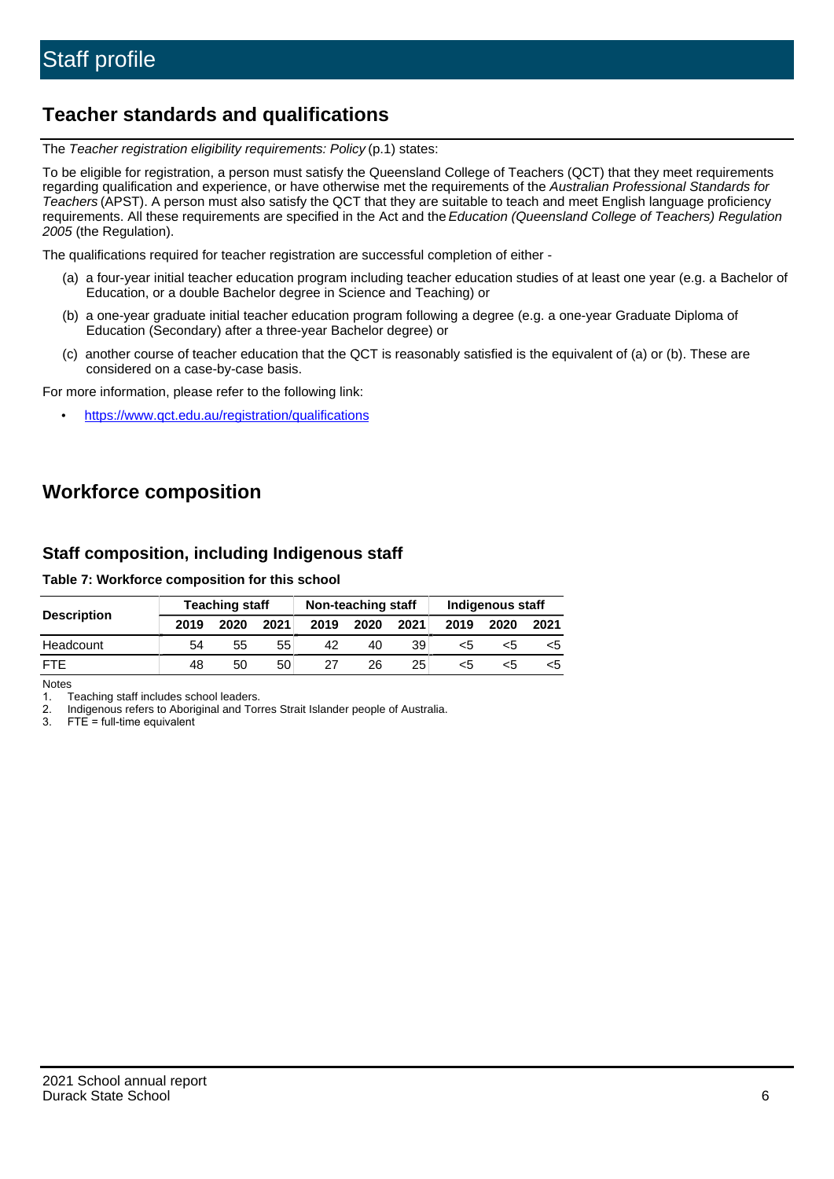# Staff profile

## Teacher standards and qualifications

The *Teacher registration eligibility requirements: Policy* (p.1) states:

To be eligible for registration, a person must satisfy the Queensland College of Teachers (QCT) that they meet requirements regarding qualification and experience, or have otherwise met the requirements of the *Australian Professional Standards for Teachers* (APST). A person must also satisfy the QCT that they are suitable to teach and meet English language proficiency requirements. All these requirements are specified in the Act and the *Education (Queensland College of Teachers) Regulation 2005* (the Regulation).

The qualifications required for teacher registration are successful completion of either -

(a) a four-year initial teacher education program including teacher education studies of at least one year (e.g. a Bachelor of Education, or a double Bachelor degree in Science and Teaching) or

(b) a one-year graduate initial teacher education program following a degree (e.g. a one-year Graduate Diploma of Education (Secondary) after a three-year Bachelor degree) or

(c) another course of teacher education that the QCT is reasonably satisfied is the equivalent of (a) or (b). These are considered on a case-by-case basis.

For more information, please refer to the following link:

- https://www.qct.edu.au/registration/qualifications

## Workforce composition

### Staff composition, including Indigenous staff

**Table 7: Workforce composition for this school**

| Description | Teaching staff | | | Non-teaching staff | | | Indigenous staff | | |
|---|---|---|---|---|---|---|---|---|---|
| | 2019 | 2020 | 2021 | 2019 | 2020 | 2021 | 2019 | 2020 | 2021 |
| Headcount | 54 | 55 | 55 | 42 | 40 | 39 | <5 | <5 | <5 |
| FTE | 48 | 50 | 50 | 27 | 26 | 25 | <5 | <5 | <5 |

Notes

1. Teaching staff includes school leaders.
2. Indigenous refers to Aboriginal and Torres Strait Islander people of Australia.
3. FTE = full-time equivalent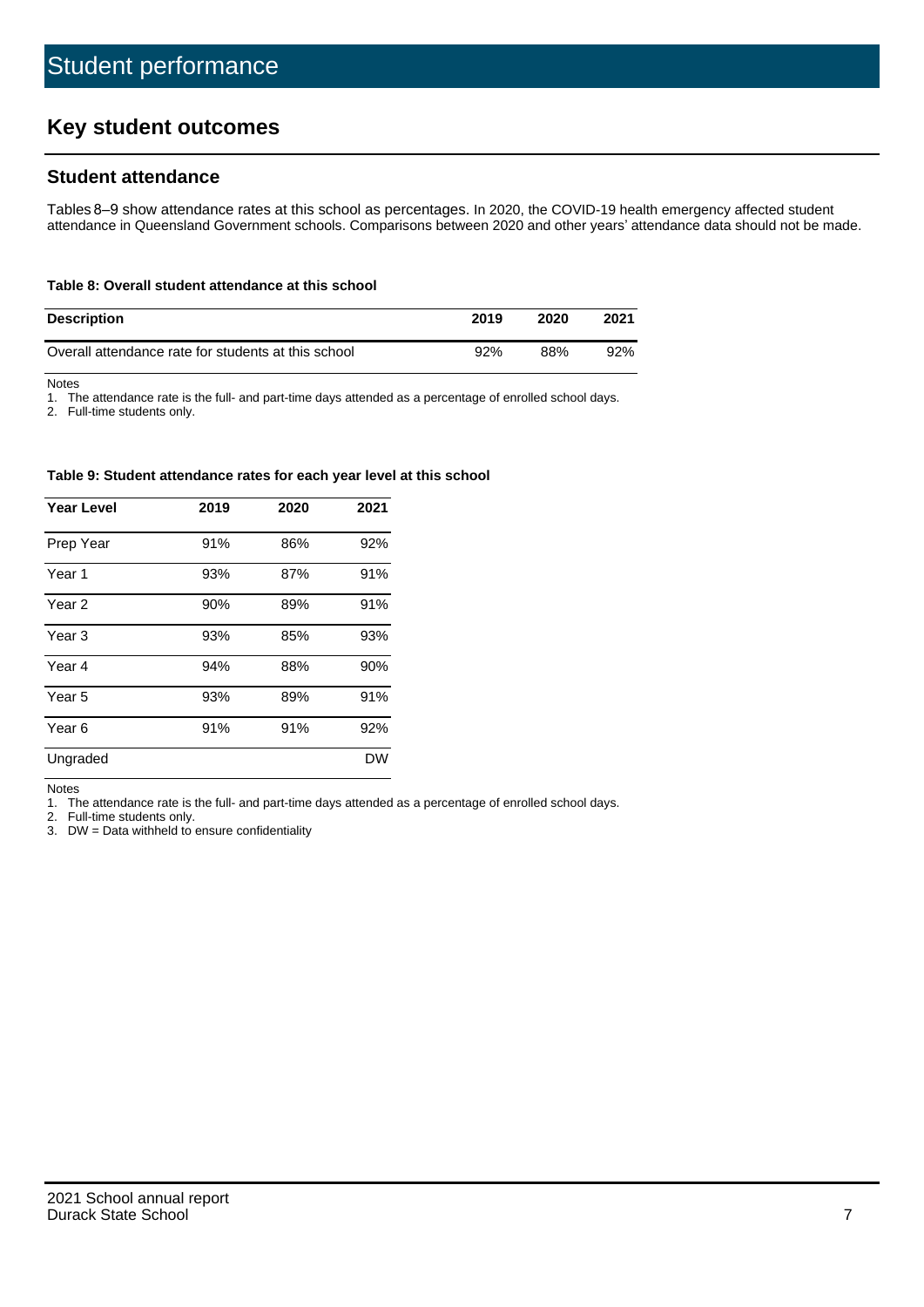# Student performance

## Key student outcomes

### Student attendance

Tables 8–9 show attendance rates at this school as percentages. In 2020, the COVID-19 health emergency affected student attendance in Queensland Government schools. Comparisons between 2020 and other years' attendance data should not be made.

**Table 8: Overall student attendance at this school**

| Description | 2019 | 2020 | 2021 |
|---|---|---|---|
| Overall attendance rate for students at this school | 92% | 88% | 92% |

Notes

1. The attendance rate is the full- and part-time days attended as a percentage of enrolled school days.
2. Full-time students only.

**Table 9: Student attendance rates for each year level at this school**

| Year Level | 2019 | 2020 | 2021 |
|---|---|---|---|
| Prep Year | 91% | 86% | 92% |
| Year 1 | 93% | 87% | 91% |
| Year 2 | 90% | 89% | 91% |
| Year 3 | 93% | 85% | 93% |
| Year 4 | 94% | 88% | 90% |
| Year 5 | 93% | 89% | 91% |
| Year 6 | 91% | 91% | 92% |
| Ungraded | | | DW |

Notes

1. The attendance rate is the full- and part-time days attended as a percentage of enrolled school days.
2. Full-time students only.
3. DW = Data withheld to ensure confidentiality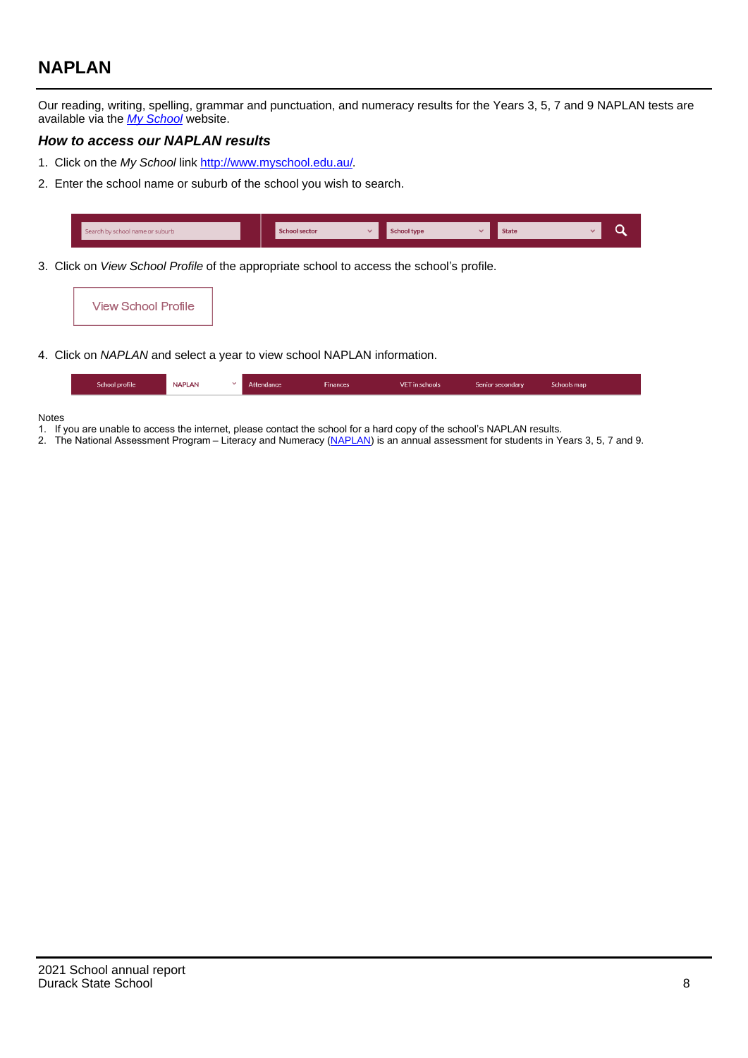## NAPLAN

Our reading, writing, spelling, grammar and punctuation, and numeracy results for the Years 3, 5, 7 and 9 NAPLAN tests are available via the [*My School*](http://www.myschool.edu.au/) website.

### *How to access our NAPLAN results*

1. Click on the *My School* link [http://www.myschool.edu.au/](http://www.myschool.edu.au/).
2. Enter the school name or suburb of the school you wish to search.

Search by school name or suburb | School sector | School type | State

3. Click on *View School Profile* of the appropriate school to access the school's profile.

View School Profile

4. Click on *NAPLAN* and select a year to view school NAPLAN information.

School profile | NAPLAN | Attendance | Finances | VET in schools | Senior secondary | Schools map

Notes

1. If you are unable to access the internet, please contact the school for a hard copy of the school's NAPLAN results.
2. The National Assessment Program – Literacy and Numeracy (NAPLAN) is an annual assessment for students in Years 3, 5, 7 and 9.